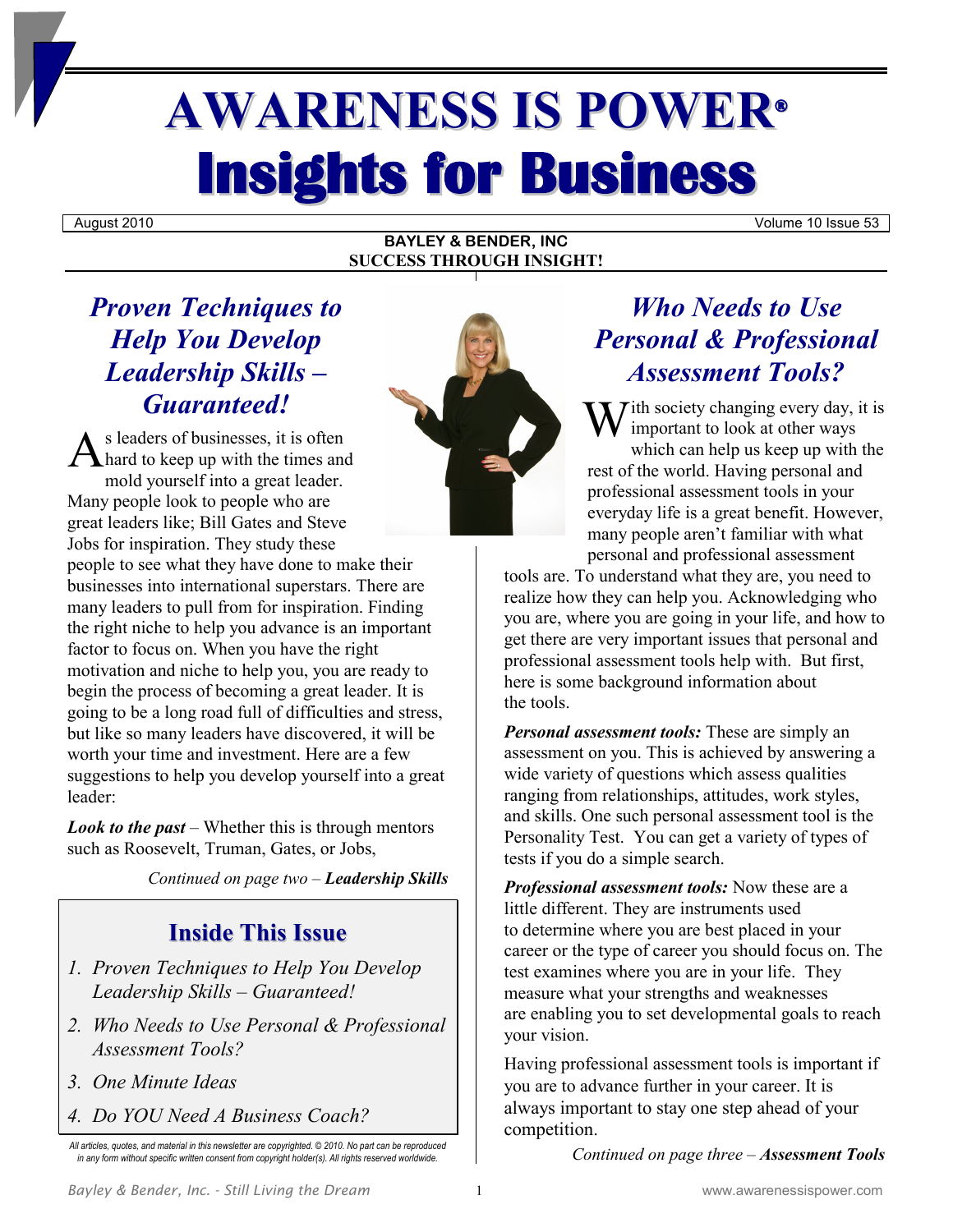# AWARENESS IS POWER®

# Insights for Business

August 2010 | Volume 10 Issue 53

**BAYLEY & BENDER, INC**
**SUCCESS THROUGH INSIGHT!**

## *Proven Techniques to Help You Develop Leadership Skills – Guaranteed!*

As leaders of businesses, it is often hard to keep up with the times and mold yourself into a great leader. Many people look to people who are great leaders like; Bill Gates and Steve Jobs for inspiration. They study these people to see what they have done to make their businesses into international superstars. There are many leaders to pull from for inspiration. Finding the right niche to help you advance is an important factor to focus on. When you have the right motivation and niche to help you, you are ready to begin the process of becoming a great leader. It is going to be a long road full of difficulties and stress, but like so many leaders have discovered, it will be worth your time and investment. Here are a few suggestions to help you develop yourself into a great leader:

***Look to the past*** – Whether this is through mentors such as Roosevelt, Truman, Gates, or Jobs,

*Continued on page two –* ***Leadership Skills***

## Inside This Issue

1. *Proven Techniques to Help You Develop Leadership Skills – Guaranteed!*
2. *Who Needs to Use Personal & Professional Assessment Tools?*
3. *One Minute Ideas*
4. *Do YOU Need A Business Coach?*

*All articles, quotes, and material in this newsletter are copyrighted. © 2010. No part can be reproduced in any form without specific written consent from copyright holder(s). All rights reserved worldwide.*

## *Who Needs to Use Personal & Professional Assessment Tools?*

With society changing every day, it is important to look at other ways which can help us keep up with the rest of the world. Having personal and professional assessment tools in your everyday life is a great benefit. However, many people aren't familiar with what personal and professional assessment tools are. To understand what they are, you need to realize how they can help you. Acknowledging who you are, where you are going in your life, and how to get there are very important issues that personal and professional assessment tools help with. But first, here is some background information about the tools.

***Personal assessment tools:*** These are simply an assessment on you. This is achieved by answering a wide variety of questions which assess qualities ranging from relationships, attitudes, work styles, and skills. One such personal assessment tool is the Personality Test. You can get a variety of types of tests if you do a simple search.

***Professional assessment tools:*** Now these are a little different. They are instruments used to determine where you are best placed in your career or the type of career you should focus on. The test examines where you are in your life. They measure what your strengths and weaknesses are enabling you to set developmental goals to reach your vision.

Having professional assessment tools is important if you are to advance further in your career. It is always important to stay one step ahead of your competition.

*Continued on page three –* ***Assessment Tools***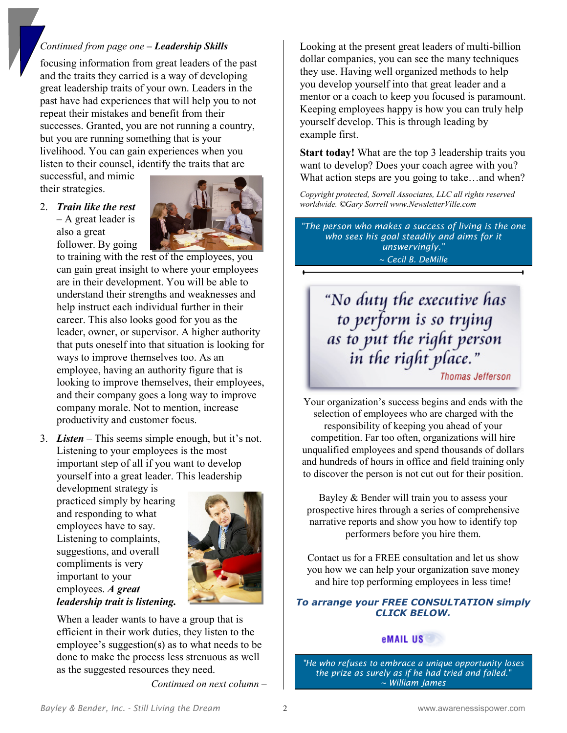*Continued from page one –* ***Leadership Skills***

focusing information from great leaders of the past and the traits they carried is a way of developing great leadership traits of your own. Leaders in the past have had experiences that will help you to not repeat their mistakes and benefit from their successes. Granted, you are not running a country, but you are running something that is your livelihood. You can gain experiences when you listen to their counsel, identify the traits that are successful, and mimic their strategies.

2. ***Train like the rest*** – A great leader is also a great follower. By going to training with the rest of the employees, you can gain great insight to where your employees are in their development. You will be able to understand their strengths and weaknesses and help instruct each individual further in their career. This also looks good for you as the leader, owner, or supervisor. A higher authority that puts oneself into that situation is looking for ways to improve themselves too. As an employee, having an authority figure that is looking to improve themselves, their employees, and their company goes a long way to improve company morale. Not to mention, increase productivity and customer focus.

3. ***Listen*** – This seems simple enough, but it's not. Listening to your employees is the most important step of all if you want to develop yourself into a great leader. This leadership development strategy is practiced simply by hearing and responding to what employees have to say. Listening to complaints, suggestions, and overall compliments is very important to your employees. ***A great leadership trait is listening.***

   When a leader wants to have a group that is efficient in their work duties, they listen to the employee's suggestion(s) as to what needs to be done to make the process less strenuous as well as the suggested resources they need.

*Continued on next column –*

Looking at the present great leaders of multi-billion dollar companies, you can see the many techniques they use. Having well organized methods to help you develop yourself into that great leader and a mentor or a coach to keep you focused is paramount. Keeping employees happy is how you can truly help yourself develop. This is through leading by example first.

**Start today!** What are the top 3 leadership traits you want to develop? Does your coach agree with you? What action steps are you going to take…and when?

*Copyright protected, Sorrell Associates, LLC all rights reserved worldwide. ©Gary Sorrell www.NewsletterVille.com*

*"The person who makes a success of living is the one who sees his goal steadily and aims for it unswervingly."*
*~ Cecil B. DeMille*

*"No duty the executive has to perform is so trying as to put the right person in the right place."*
*Thomas Jefferson*

Your organization's success begins and ends with the selection of employees who are charged with the responsibility of keeping you ahead of your competition. Far too often, organizations will hire unqualified employees and spend thousands of dollars and hundreds of hours in office and field training only to discover the person is not cut out for their position.

Bayley & Bender will train you to assess your prospective hires through a series of comprehensive narrative reports and show you how to identify top performers before you hire them.

Contact us for a FREE consultation and let us show you how we can help your organization save money and hire top performing employees in less time!

***To arrange your FREE CONSULTATION simply CLICK BELOW.***

**eMAIL US**

*"He who refuses to embrace a unique opportunity loses the prize as surely as if he had tried and failed."*
*~ William James*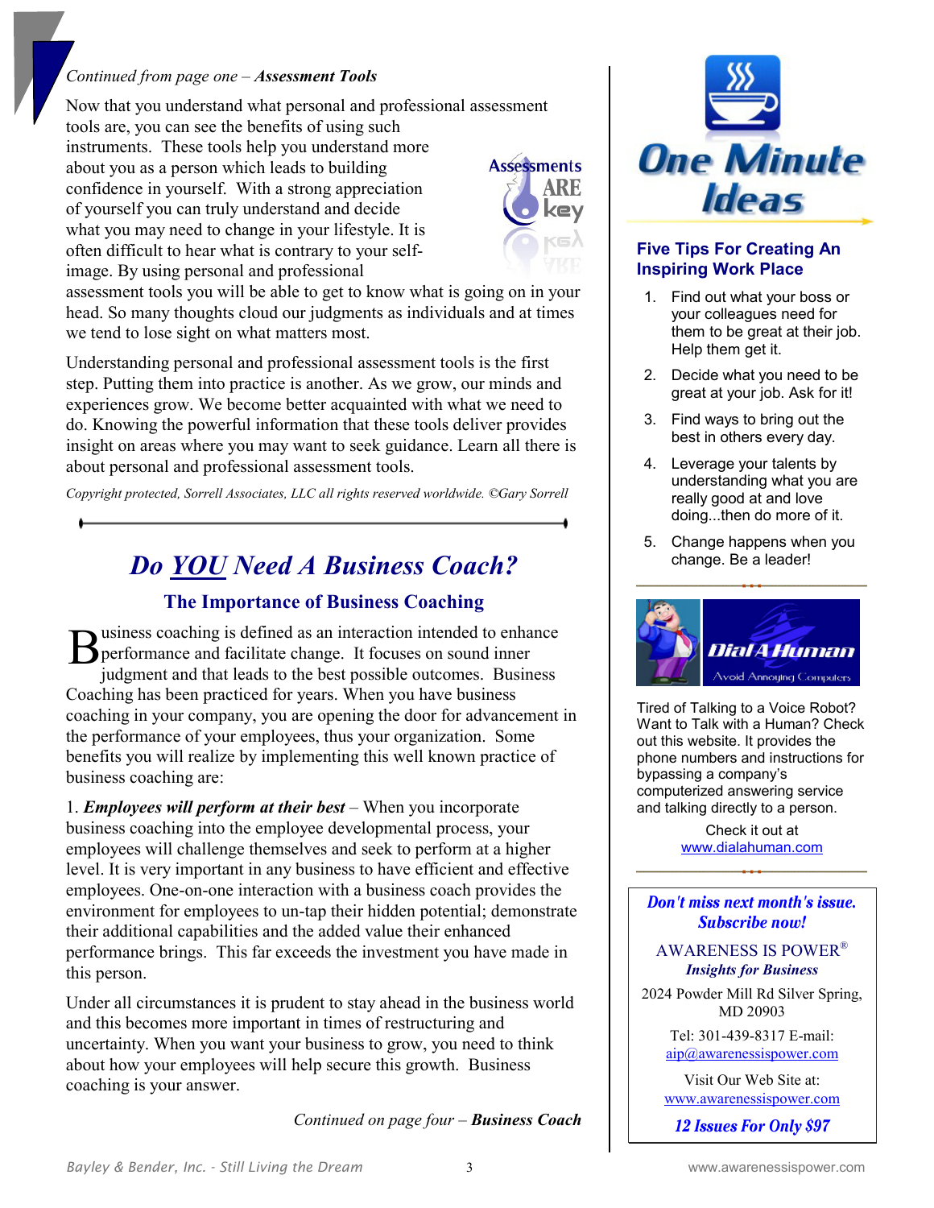*Continued from page one – **Assessment Tools***

Now that you understand what personal and professional assessment tools are, you can see the benefits of using such instruments. These tools help you understand more about you as a person which leads to building confidence in yourself. With a strong appreciation of yourself you can truly understand and decide what you may need to change in your lifestyle. It is often difficult to hear what is contrary to your self-image. By using personal and professional assessment tools you will be able to get to know what is going on in your head. So many thoughts cloud our judgments as individuals and at times we tend to lose sight on what matters most.

Understanding personal and professional assessment tools is the first step. Putting them into practice is another. As we grow, our minds and experiences grow. We become better acquainted with what we need to do. Knowing the powerful information that these tools deliver provides insight on areas where you may want to seek guidance. Learn all there is about personal and professional assessment tools.

*Copyright protected, Sorrell Associates, LLC all rights reserved worldwide. ©Gary Sorrell*

---

# *Do YOU Need A Business Coach?*

## The Importance of Business Coaching

Business coaching is defined as an interaction intended to enhance performance and facilitate change. It focuses on sound inner judgment and that leads to the best possible outcomes. Business Coaching has been practiced for years. When you have business coaching in your company, you are opening the door for advancement in the performance of your employees, thus your organization. Some benefits you will realize by implementing this well known practice of business coaching are:

1. ***Employees will perform at their best*** – When you incorporate business coaching into the employee developmental process, your employees will challenge themselves and seek to perform at a higher level. It is very important in any business to have efficient and effective employees. One-on-one interaction with a business coach provides the environment for employees to un-tap their hidden potential; demonstrate their additional capabilities and the added value their enhanced performance brings. This far exceeds the investment you have made in this person.

Under all circumstances it is prudent to stay ahead in the business world and this becomes more important in times of restructuring and uncertainty. When you want your business to grow, you need to think about how your employees will help secure this growth. Business coaching is your answer.

*Continued on page four – **Business Coach***

---

# One Minute Ideas

### Five Tips For Creating An Inspiring Work Place

1. Find out what your boss or your colleagues need for them to be great at their job. Help them get it.
2. Decide what you need to be great at your job. Ask for it!
3. Find ways to bring out the best in others every day.
4. Leverage your talents by understanding what you are really good at and love doing...then do more of it.
5. Change happens when you change. Be a leader!

---

**Dial A Human**
Avoid Annoying Computers

Tired of Talking to a Voice Robot? Want to Talk with a Human? Check out this website. It provides the phone numbers and instructions for bypassing a company's computerized answering service and talking directly to a person.

Check it out at
www.dialahuman.com

---

***Don't miss next month's issue. Subscribe now!***

AWARENESS IS POWER®
***Insights for Business***

2024 Powder Mill Rd Silver Spring, MD 20903

Tel: 301-439-8317 E-mail: aip@awarenessispower.com

Visit Our Web Site at:
www.awarenessispower.com

***12 Issues For Only $97***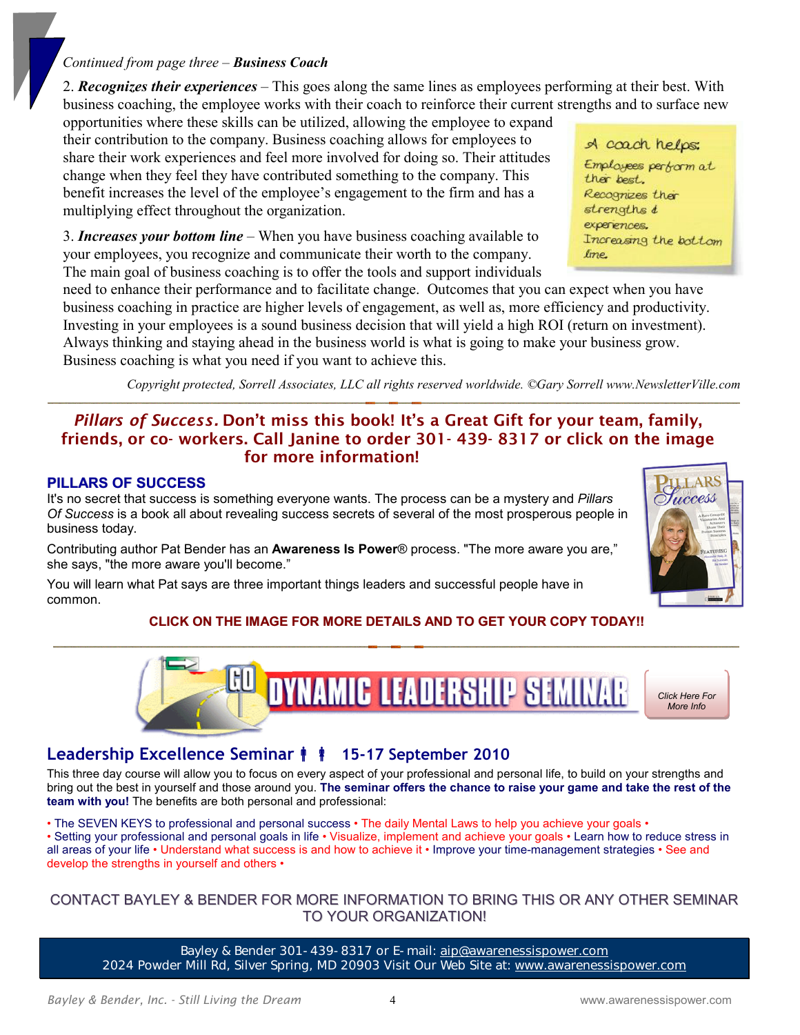*Continued from page three –* ***Business Coach***

2. ***Recognizes their experiences*** – This goes along the same lines as employees performing at their best. With business coaching, the employee works with their coach to reinforce their current strengths and to surface new opportunities where these skills can be utilized, allowing the employee to expand their contribution to the company. Business coaching allows for employees to share their work experiences and feel more involved for doing so. Their attitudes change when they feel they have contributed something to the company. This benefit increases the level of the employee's engagement to the firm and has a multiplying effect throughout the organization.

> A coach helps:
> Employees perform at their best.
> Recognizes their strengths & experiences.
> Increasing the bottom line.

3. ***Increases your bottom line*** – When you have business coaching available to your employees, you recognize and communicate their worth to the company. The main goal of business coaching is to offer the tools and support individuals need to enhance their performance and to facilitate change. Outcomes that you can expect when you have business coaching in practice are higher levels of engagement, as well as, more efficiency and productivity. Investing in your employees is a sound business decision that will yield a high ROI (return on investment). Always thinking and staying ahead in the business world is what is going to make your business grow. Business coaching is what you need if you want to achieve this.

*Copyright protected, Sorrell Associates, LLC all rights reserved worldwide. ©Gary Sorrell www.NewsletterVille.com*

---

***Pillars of Success.* Don't miss this book! It's a Great Gift for your team, family, friends, or co- workers. Call Janine to order 301- 439- 8317 or click on the image for more information!**

## PILLARS OF SUCCESS

It's no secret that success is something everyone wants. The process can be a mystery and *Pillars Of Success* is a book all about revealing success secrets of several of the most prosperous people in business today.

Contributing author Pat Bender has an **Awareness Is Power**® process. "The more aware you are," she says, "the more aware you'll become."

You will learn what Pat says are three important things leaders and successful people have in common.

**CLICK ON THE IMAGE FOR MORE DETAILS AND TO GET YOUR COPY TODAY!!**

---

GO DYNAMIC LEADERSHIP SEMINAR

Click Here For More Info

## Leadership Excellence Seminar 15-17 September 2010

This three day course will allow you to focus on every aspect of your professional and personal life, to build on your strengths and bring out the best in yourself and those around you. **The seminar offers the chance to raise your game and take the rest of the team with you!** The benefits are both personal and professional:

• The SEVEN KEYS to professional and personal success • The daily Mental Laws to help you achieve your goals • • Setting your professional and personal goals in life • Visualize, implement and achieve your goals • Learn how to reduce stress in all areas of your life • Understand what success is and how to achieve it • Improve your time-management strategies • See and develop the strengths in yourself and others •

CONTACT BAYLEY & BENDER FOR MORE INFORMATION TO BRING THIS OR ANY OTHER SEMINAR TO YOUR ORGANIZATION!

Bayley & Bender 301- 439- 8317 or E- mail: aip@awarenessispower.com
2024 Powder Mill Rd, Silver Spring, MD 20903 Visit Our Web Site at: www.awarenessispower.com